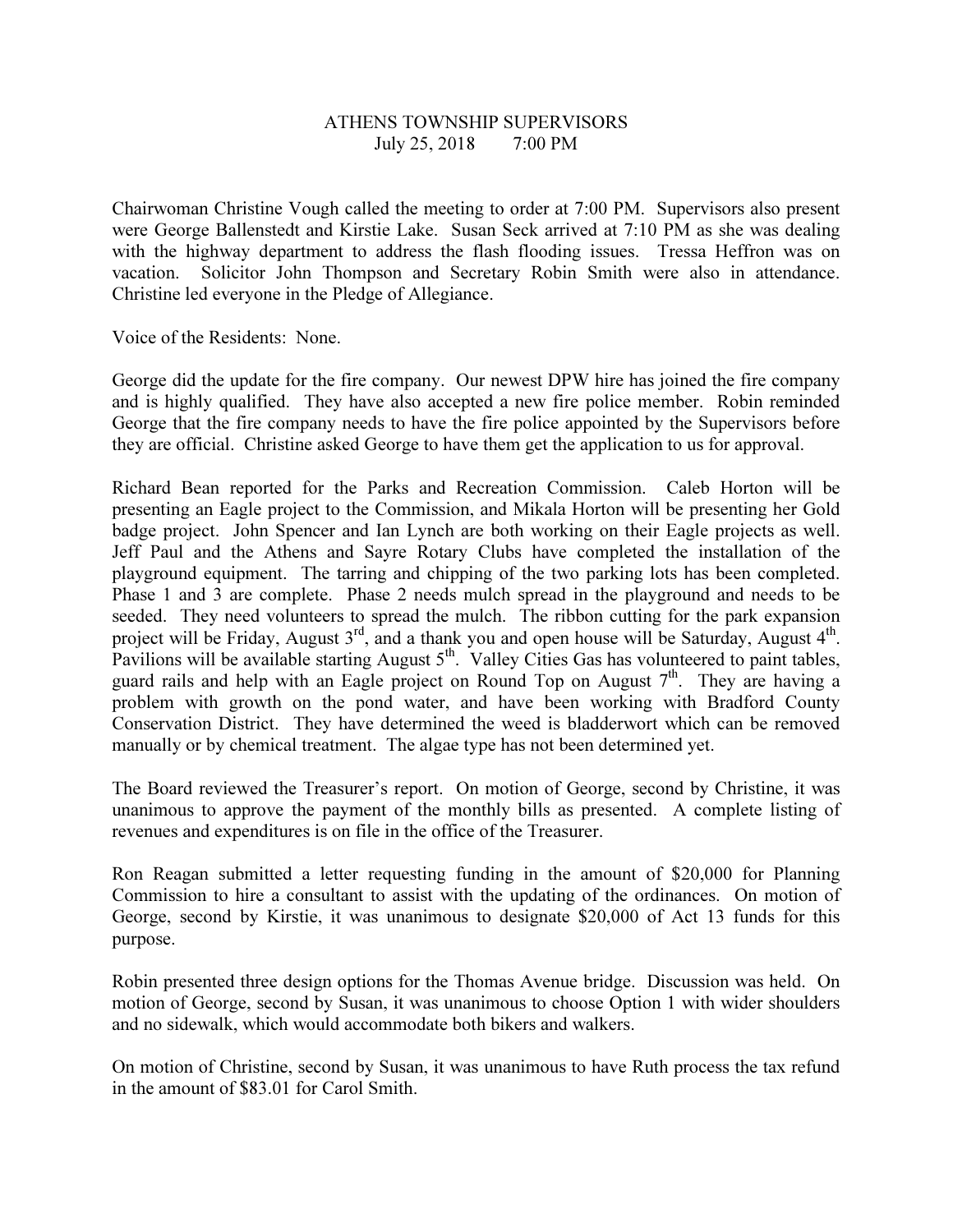# ATHENS TOWNSHIP SUPERVISORS

July 25, 2018 7:00 PM

Chairwoman Christine Vough called the meeting to order at 7:00 PM. Supervisors also present were George Ballenstedt and Kirstie Lake. Susan Seck arrived at 7:10 PM as she was dealing with the highway department to address the flash flooding issues. Tressa Heffron was on vacation. Solicitor John Thompson and Secretary Robin Smith were also in attendance. Christine led everyone in the Pledge of Allegiance.

Voice of the Residents: None.

George did the update for the fire company. Our newest DPW hire has joined the fire company and is highly qualified. They have also accepted a new fire police member. Robin reminded George that the fire company needs to have the fire police appointed by the Supervisors before they are official. Christine asked George to have them get the application to us for approval.

Richard Bean reported for the Parks and Recreation Commission. Caleb Horton will be presenting an Eagle project to the Commission, and Mikala Horton will be presenting her Gold badge project. John Spencer and Ian Lynch are both working on their Eagle projects as well. Jeff Paul and the Athens and Sayre Rotary Clubs have completed the installation of the playground equipment. The tarring and chipping of the two parking lots has been completed. Phase 1 and 3 are complete. Phase 2 needs mulch spread in the playground and needs to be seeded. They need volunteers to spread the mulch. The ribbon cutting for the park expansion project will be Friday, August 3rd, and a thank you and open house will be Saturday, August 4th. Pavilions will be available starting August 5th. Valley Cities Gas has volunteered to paint tables, guard rails and help with an Eagle project on Round Top on August 7th. They are having a problem with growth on the pond water, and have been working with Bradford County Conservation District. They have determined the weed is bladderwort which can be removed manually or by chemical treatment. The algae type has not been determined yet.

The Board reviewed the Treasurer's report. On motion of George, second by Christine, it was unanimous to approve the payment of the monthly bills as presented. A complete listing of revenues and expenditures is on file in the office of the Treasurer.

Ron Reagan submitted a letter requesting funding in the amount of $20,000 for Planning Commission to hire a consultant to assist with the updating of the ordinances. On motion of George, second by Kirstie, it was unanimous to designate $20,000 of Act 13 funds for this purpose.

Robin presented three design options for the Thomas Avenue bridge. Discussion was held. On motion of George, second by Susan, it was unanimous to choose Option 1 with wider shoulders and no sidewalk, which would accommodate both bikers and walkers.

On motion of Christine, second by Susan, it was unanimous to have Ruth process the tax refund in the amount of $83.01 for Carol Smith.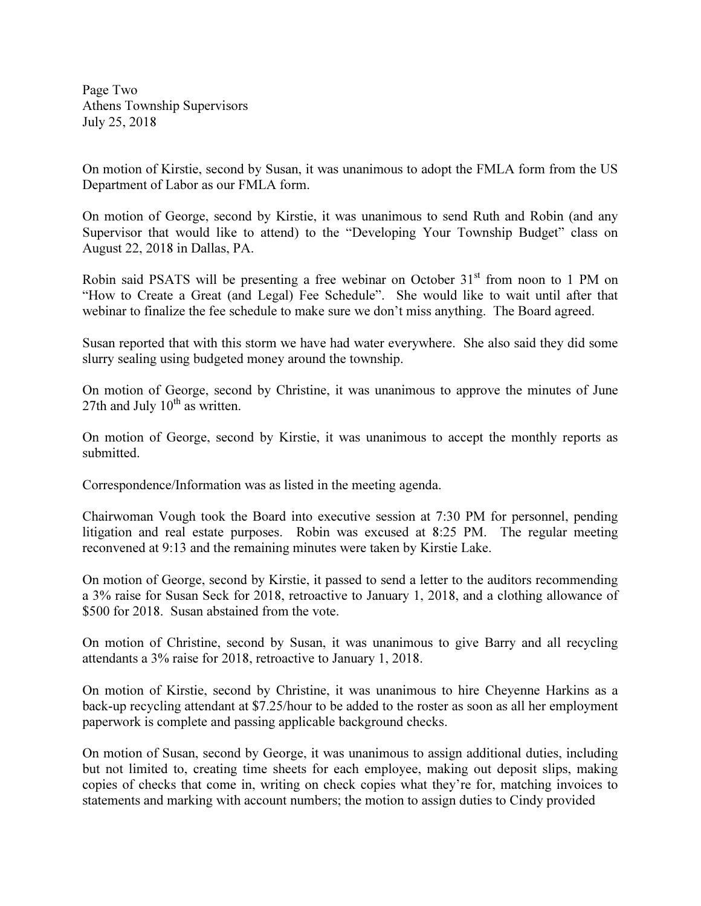On motion of Kirstie, second by Susan, it was unanimous to adopt the FMLA form from the US Department of Labor as our FMLA form.

On motion of George, second by Kirstie, it was unanimous to send Ruth and Robin (and any Supervisor that would like to attend) to the "Developing Your Township Budget" class on August 22, 2018 in Dallas, PA.

Robin said PSATS will be presenting a free webinar on October 31st from noon to 1 PM on "How to Create a Great (and Legal) Fee Schedule". She would like to wait until after that webinar to finalize the fee schedule to make sure we don't miss anything. The Board agreed.

Susan reported that with this storm we have had water everywhere. She also said they did some slurry sealing using budgeted money around the township.

On motion of George, second by Christine, it was unanimous to approve the minutes of June 27th and July 10th as written.

On motion of George, second by Kirstie, it was unanimous to accept the monthly reports as submitted.

Correspondence/Information was as listed in the meeting agenda.

Chairwoman Vough took the Board into executive session at 7:30 PM for personnel, pending litigation and real estate purposes. Robin was excused at 8:25 PM. The regular meeting reconvened at 9:13 and the remaining minutes were taken by Kirstie Lake.

On motion of George, second by Kirstie, it passed to send a letter to the auditors recommending a 3% raise for Susan Seck for 2018, retroactive to January 1, 2018, and a clothing allowance of $500 for 2018. Susan abstained from the vote.

On motion of Christine, second by Susan, it was unanimous to give Barry and all recycling attendants a 3% raise for 2018, retroactive to January 1, 2018.

On motion of Kirstie, second by Christine, it was unanimous to hire Cheyenne Harkins as a back-up recycling attendant at $7.25/hour to be added to the roster as soon as all her employment paperwork is complete and passing applicable background checks.

On motion of Susan, second by George, it was unanimous to assign additional duties, including but not limited to, creating time sheets for each employee, making out deposit slips, making copies of checks that come in, writing on check copies what they're for, matching invoices to statements and marking with account numbers; the motion to assign duties to Cindy provided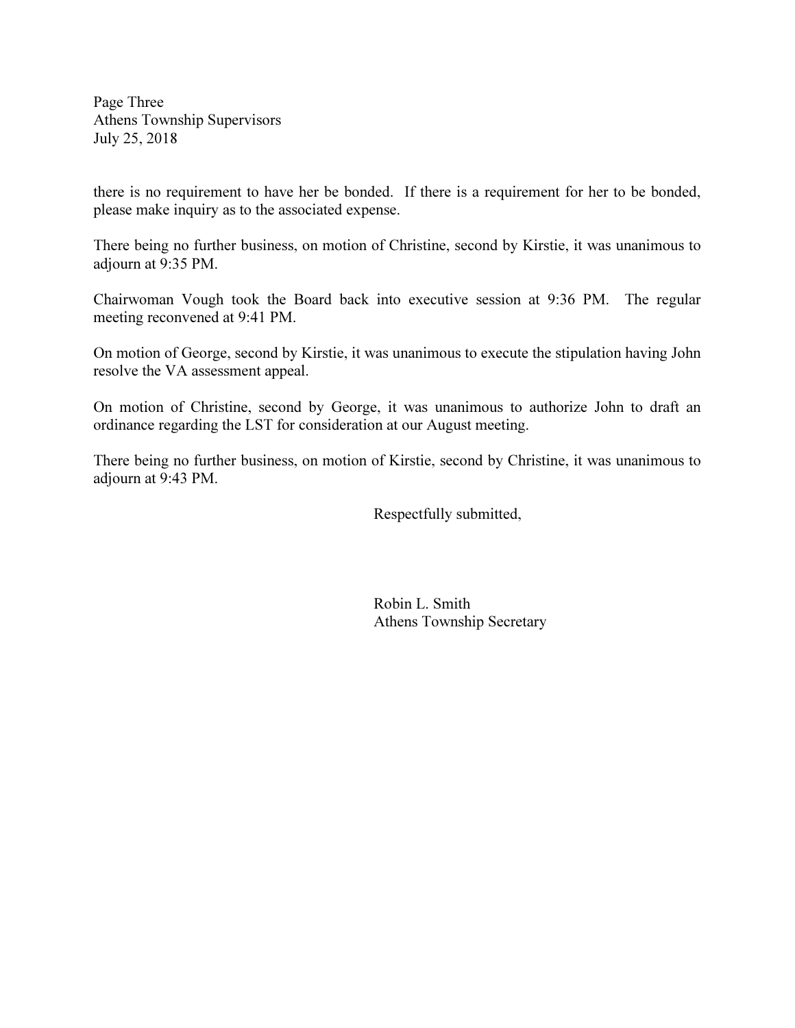there is no requirement to have her be bonded. If there is a requirement for her to be bonded, please make inquiry as to the associated expense.

There being no further business, on motion of Christine, second by Kirstie, it was unanimous to adjourn at 9:35 PM.

Chairwoman Vough took the Board back into executive session at 9:36 PM. The regular meeting reconvened at 9:41 PM.

On motion of George, second by Kirstie, it was unanimous to execute the stipulation having John resolve the VA assessment appeal.

On motion of Christine, second by George, it was unanimous to authorize John to draft an ordinance regarding the LST for consideration at our August meeting.

There being no further business, on motion of Kirstie, second by Christine, it was unanimous to adjourn at 9:43 PM.

Respectfully submitted,

Robin L. Smith
Athens Township Secretary